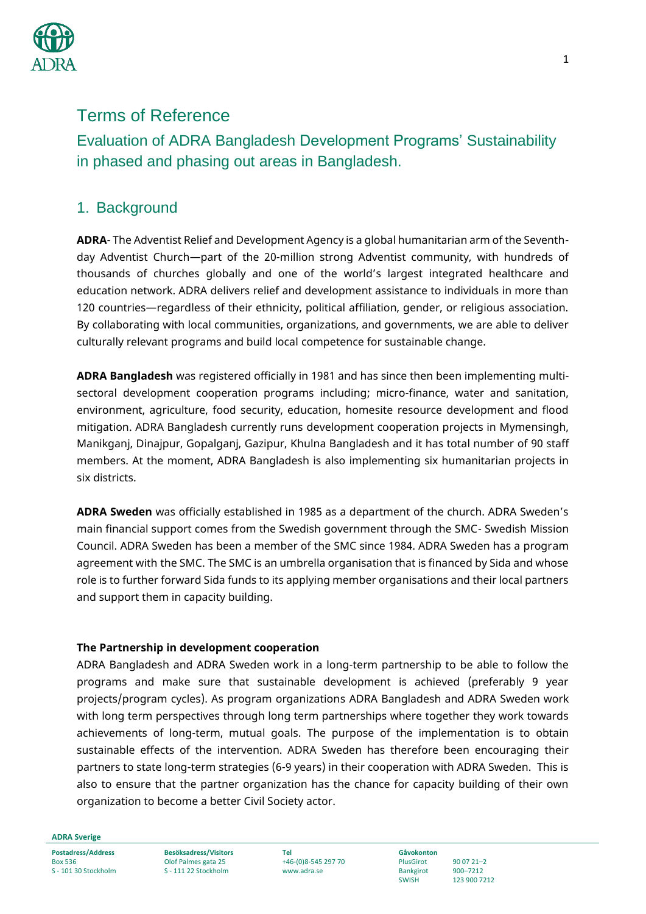# Terms of Reference

## Evaluation of ADRA Bangladesh Development Programs' Sustainability in phased and phasing out areas in Bangladesh.

## 1. Background

**ADRA**- The Adventist Relief and Development Agency is a global humanitarian arm of the Seventh-day Adventist Church—part of the 20-million strong Adventist community, with hundreds of thousands of churches globally and one of the world's largest integrated healthcare and education network. ADRA delivers relief and development assistance to individuals in more than 120 countries—regardless of their ethnicity, political affiliation, gender, or religious association. By collaborating with local communities, organizations, and governments, we are able to deliver culturally relevant programs and build local competence for sustainable change.

**ADRA Bangladesh** was registered officially in 1981 and has since then been implementing multi-sectoral development cooperation programs including; micro-finance, water and sanitation, environment, agriculture, food security, education, homesite resource development and flood mitigation. ADRA Bangladesh currently runs development cooperation projects in Mymensingh, Manikganj, Dinajpur, Gopalganj, Gazipur, Khulna Bangladesh and it has total number of 90 staff members. At the moment, ADRA Bangladesh is also implementing six humanitarian projects in six districts.

**ADRA Sweden** was officially established in 1985 as a department of the church. ADRA Sweden's main financial support comes from the Swedish government through the SMC- Swedish Mission Council. ADRA Sweden has been a member of the SMC since 1984. ADRA Sweden has a program agreement with the SMC. The SMC is an umbrella organisation that is financed by Sida and whose role is to further forward Sida funds to its applying member organisations and their local partners and support them in capacity building.

**The Partnership in development cooperation**

ADRA Bangladesh and ADRA Sweden work in a long-term partnership to be able to follow the programs and make sure that sustainable development is achieved (preferably 9 year projects/program cycles). As program organizations ADRA Bangladesh and ADRA Sweden work with long term perspectives through long term partnerships where together they work towards achievements of long-term, mutual goals. The purpose of the implementation is to obtain sustainable effects of the intervention. ADRA Sweden has therefore been encouraging their partners to state long-term strategies (6-9 years) in their cooperation with ADRA Sweden. This is also to ensure that the partner organization has the chance for capacity building of their own organization to become a better Civil Society actor.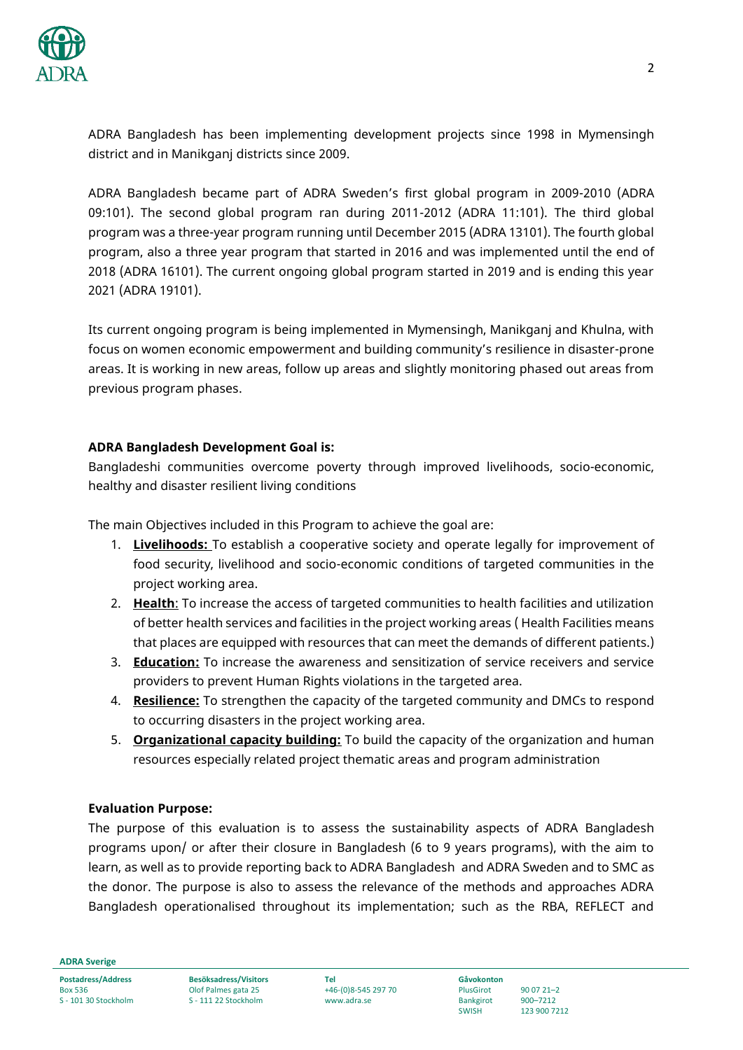ADRA Bangladesh has been implementing development projects since 1998 in Mymensingh district and in Manikganj districts since 2009.

ADRA Bangladesh became part of ADRA Sweden's first global program in 2009-2010 (ADRA 09:101). The second global program ran during 2011-2012 (ADRA 11:101). The third global program was a three-year program running until December 2015 (ADRA 13101). The fourth global program, also a three year program that started in 2016 and was implemented until the end of 2018 (ADRA 16101). The current ongoing global program started in 2019 and is ending this year 2021 (ADRA 19101).

Its current ongoing program is being implemented in Mymensingh, Manikganj and Khulna, with focus on women economic empowerment and building community's resilience in disaster-prone areas. It is working in new areas, follow up areas and slightly monitoring phased out areas from previous program phases.

**ADRA Bangladesh Development Goal is:**

Bangladeshi communities overcome poverty through improved livelihoods, socio-economic, healthy and disaster resilient living conditions

The main Objectives included in this Program to achieve the goal are:

1. **Livelihoods:** To establish a cooperative society and operate legally for improvement of food security, livelihood and socio-economic conditions of targeted communities in the project working area.
2. **Health**: To increase the access of targeted communities to health facilities and utilization of better health services and facilities in the project working areas ( Health Facilities means that places are equipped with resources that can meet the demands of different patients.)
3. **Education:** To increase the awareness and sensitization of service receivers and service providers to prevent Human Rights violations in the targeted area.
4. **Resilience:** To strengthen the capacity of the targeted community and DMCs to respond to occurring disasters in the project working area.
5. **Organizational capacity building:** To build the capacity of the organization and human resources especially related project thematic areas and program administration

**Evaluation Purpose:**

The purpose of this evaluation is to assess the sustainability aspects of ADRA Bangladesh programs upon/ or after their closure in Bangladesh (6 to 9 years programs), with the aim to learn, as well as to provide reporting back to ADRA Bangladesh and ADRA Sweden and to SMC as the donor. The purpose is also to assess the relevance of the methods and approaches ADRA Bangladesh operationalised throughout its implementation; such as the RBA, REFLECT and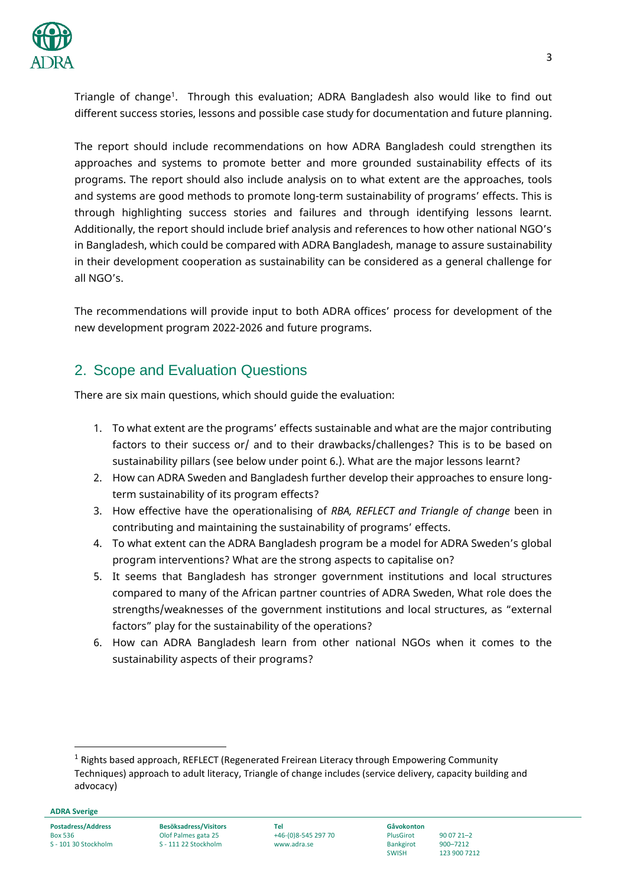Triangle of change[1]. Through this evaluation; ADRA Bangladesh also would like to find out different success stories, lessons and possible case study for documentation and future planning.

The report should include recommendations on how ADRA Bangladesh could strengthen its approaches and systems to promote better and more grounded sustainability effects of its programs. The report should also include analysis on to what extent are the approaches, tools and systems are good methods to promote long-term sustainability of programs' effects. This is through highlighting success stories and failures and through identifying lessons learnt. Additionally, the report should include brief analysis and references to how other national NGO's in Bangladesh, which could be compared with ADRA Bangladesh, manage to assure sustainability in their development cooperation as sustainability can be considered as a general challenge for all NGO's.

The recommendations will provide input to both ADRA offices' process for development of the new development program 2022-2026 and future programs.

## 2. Scope and Evaluation Questions

There are six main questions, which should guide the evaluation:

1. To what extent are the programs' effects sustainable and what are the major contributing factors to their success or/ and to their drawbacks/challenges? This is to be based on sustainability pillars (see below under point 6.). What are the major lessons learnt?
2. How can ADRA Sweden and Bangladesh further develop their approaches to ensure long-term sustainability of its program effects?
3. How effective have the operationalising of *RBA, REFLECT and Triangle of change* been in contributing and maintaining the sustainability of programs' effects.
4. To what extent can the ADRA Bangladesh program be a model for ADRA Sweden's global program interventions? What are the strong aspects to capitalise on?
5. It seems that Bangladesh has stronger government institutions and local structures compared to many of the African partner countries of ADRA Sweden, What role does the strengths/weaknesses of the government institutions and local structures, as "external factors" play for the sustainability of the operations?
6. How can ADRA Bangladesh learn from other national NGOs when it comes to the sustainability aspects of their programs?

[1] Rights based approach, REFLECT (Regenerated Freirean Literacy through Empowering Community Techniques) approach to adult literacy, Triangle of change includes (service delivery, capacity building and advocacy)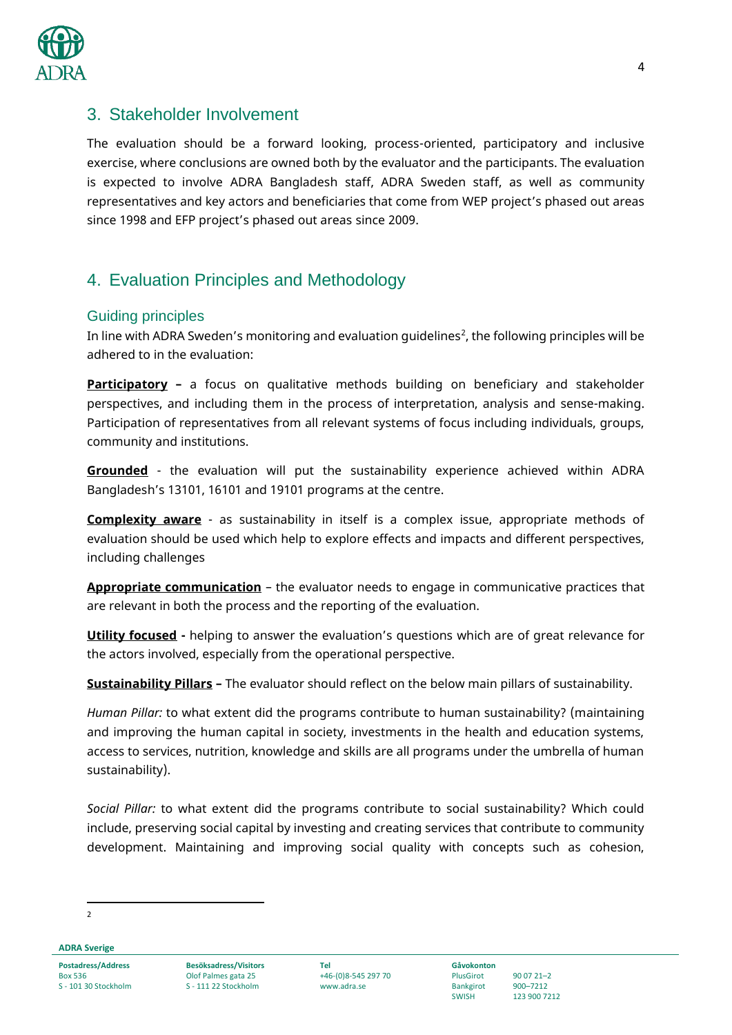## 3. Stakeholder Involvement

The evaluation should be a forward looking, process-oriented, participatory and inclusive exercise, where conclusions are owned both by the evaluator and the participants. The evaluation is expected to involve ADRA Bangladesh staff, ADRA Sweden staff, as well as community representatives and key actors and beneficiaries that come from WEP project's phased out areas since 1998 and EFP project's phased out areas since 2009.

## 4. Evaluation Principles and Methodology

### Guiding principles

In line with ADRA Sweden's monitoring and evaluation guidelines[2], the following principles will be adhered to in the evaluation:

**Participatory –** a focus on qualitative methods building on beneficiary and stakeholder perspectives, and including them in the process of interpretation, analysis and sense-making. Participation of representatives from all relevant systems of focus including individuals, groups, community and institutions.

**Grounded** - the evaluation will put the sustainability experience achieved within ADRA Bangladesh's 13101, 16101 and 19101 programs at the centre.

**Complexity aware** - as sustainability in itself is a complex issue, appropriate methods of evaluation should be used which help to explore effects and impacts and different perspectives, including challenges

**Appropriate communication** – the evaluator needs to engage in communicative practices that are relevant in both the process and the reporting of the evaluation.

**Utility focused -** helping to answer the evaluation's questions which are of great relevance for the actors involved, especially from the operational perspective.

**Sustainability Pillars –** The evaluator should reflect on the below main pillars of sustainability.

*Human Pillar:* to what extent did the programs contribute to human sustainability? (maintaining and improving the human capital in society, investments in the health and education systems, access to services, nutrition, knowledge and skills are all programs under the umbrella of human sustainability).

*Social Pillar:* to what extent did the programs contribute to social sustainability? Which could include, preserving social capital by investing and creating services that contribute to community development. Maintaining and improving social quality with concepts such as cohesion,

[2]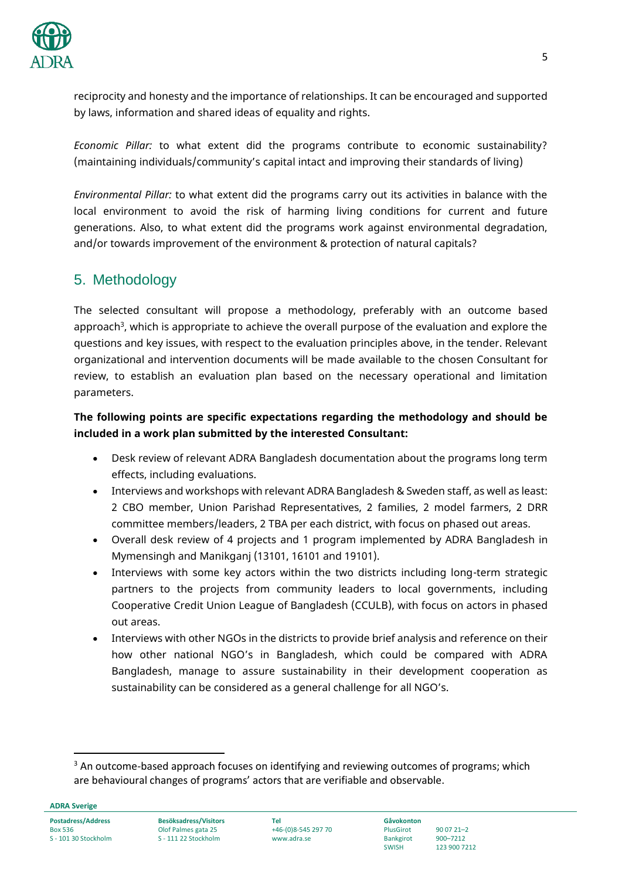reciprocity and honesty and the importance of relationships. It can be encouraged and supported by laws, information and shared ideas of equality and rights.

*Economic Pillar:* to what extent did the programs contribute to economic sustainability? (maintaining individuals/community's capital intact and improving their standards of living)

*Environmental Pillar:* to what extent did the programs carry out its activities in balance with the local environment to avoid the risk of harming living conditions for current and future generations. Also, to what extent did the programs work against environmental degradation, and/or towards improvement of the environment & protection of natural capitals?

## 5. Methodology

The selected consultant will propose a methodology, preferably with an outcome based approach[3], which is appropriate to achieve the overall purpose of the evaluation and explore the questions and key issues, with respect to the evaluation principles above, in the tender. Relevant organizational and intervention documents will be made available to the chosen Consultant for review, to establish an evaluation plan based on the necessary operational and limitation parameters.

**The following points are specific expectations regarding the methodology and should be included in a work plan submitted by the interested Consultant:**

- Desk review of relevant ADRA Bangladesh documentation about the programs long term effects, including evaluations.
- Interviews and workshops with relevant ADRA Bangladesh & Sweden staff, as well as least: 2 CBO member, Union Parishad Representatives, 2 families, 2 model farmers, 2 DRR committee members/leaders, 2 TBA per each district, with focus on phased out areas.
- Overall desk review of 4 projects and 1 program implemented by ADRA Bangladesh in Mymensingh and Manikganj (13101, 16101 and 19101).
- Interviews with some key actors within the two districts including long-term strategic partners to the projects from community leaders to local governments, including Cooperative Credit Union League of Bangladesh (CCULB), with focus on actors in phased out areas.
- Interviews with other NGOs in the districts to provide brief analysis and reference on their how other national NGO's in Bangladesh, which could be compared with ADRA Bangladesh, manage to assure sustainability in their development cooperation as sustainability can be considered as a general challenge for all NGO's.

---

[3] An outcome-based approach focuses on identifying and reviewing outcomes of programs; which are behavioural changes of programs' actors that are verifiable and observable.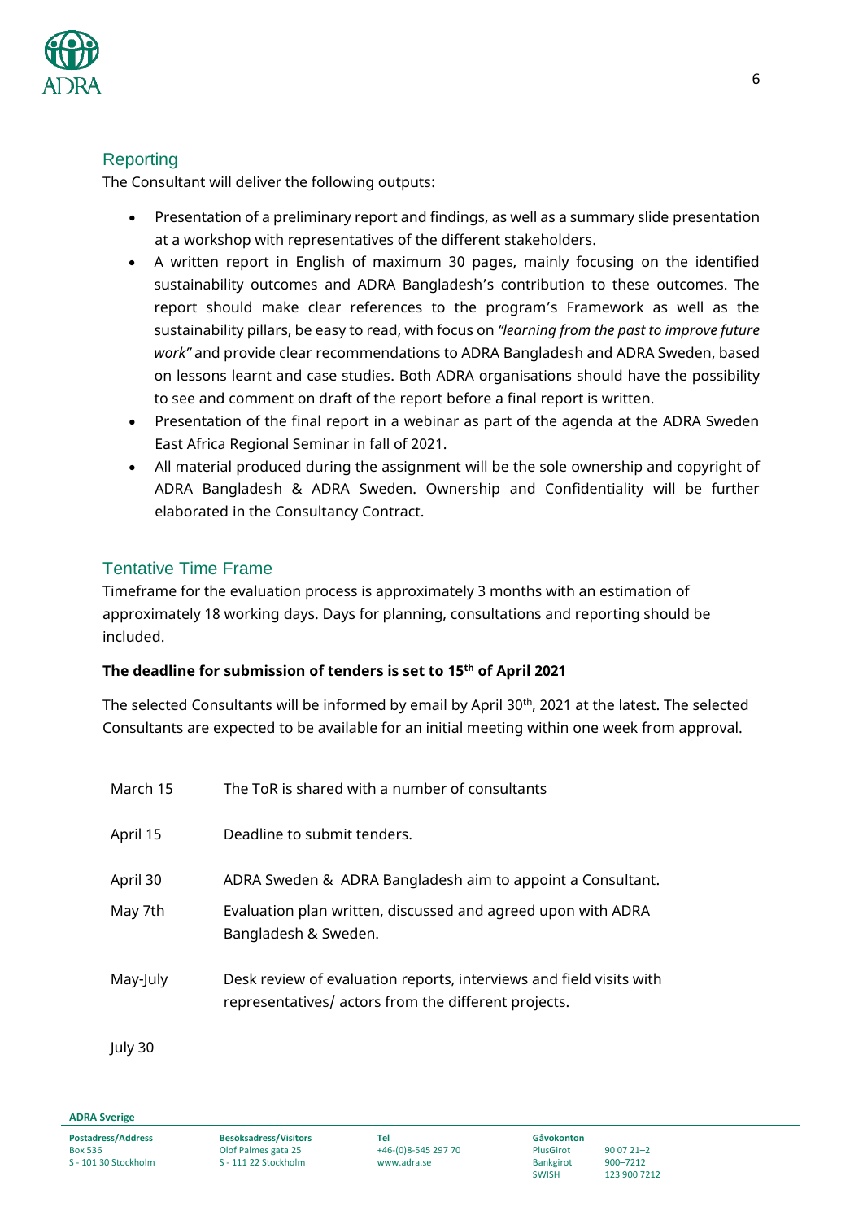## Reporting

The Consultant will deliver the following outputs:

- Presentation of a preliminary report and findings, as well as a summary slide presentation at a workshop with representatives of the different stakeholders.
- A written report in English of maximum 30 pages, mainly focusing on the identified sustainability outcomes and ADRA Bangladesh's contribution to these outcomes. The report should make clear references to the program's Framework as well as the sustainability pillars, be easy to read, with focus on *"learning from the past to improve future work"* and provide clear recommendations to ADRA Bangladesh and ADRA Sweden, based on lessons learnt and case studies. Both ADRA organisations should have the possibility to see and comment on draft of the report before a final report is written.
- Presentation of the final report in a webinar as part of the agenda at the ADRA Sweden East Africa Regional Seminar in fall of 2021.
- All material produced during the assignment will be the sole ownership and copyright of ADRA Bangladesh & ADRA Sweden. Ownership and Confidentiality will be further elaborated in the Consultancy Contract.

## Tentative Time Frame

Timeframe for the evaluation process is approximately 3 months with an estimation of approximately 18 working days. Days for planning, consultations and reporting should be included.

**The deadline for submission of tenders is set to 15th of April 2021**

The selected Consultants will be informed by email by April 30th, 2021 at the latest. The selected Consultants are expected to be available for an initial meeting within one week from approval.

| | |
|---|---|
| March 15 | The ToR is shared with a number of consultants |
| April 15 | Deadline to submit tenders. |
| April 30 | ADRA Sweden & ADRA Bangladesh aim to appoint a Consultant. |
| May 7th | Evaluation plan written, discussed and agreed upon with ADRA Bangladesh & Sweden. |
| May-July | Desk review of evaluation reports, interviews and field visits with representatives/ actors from the different projects. |
| July 30 | |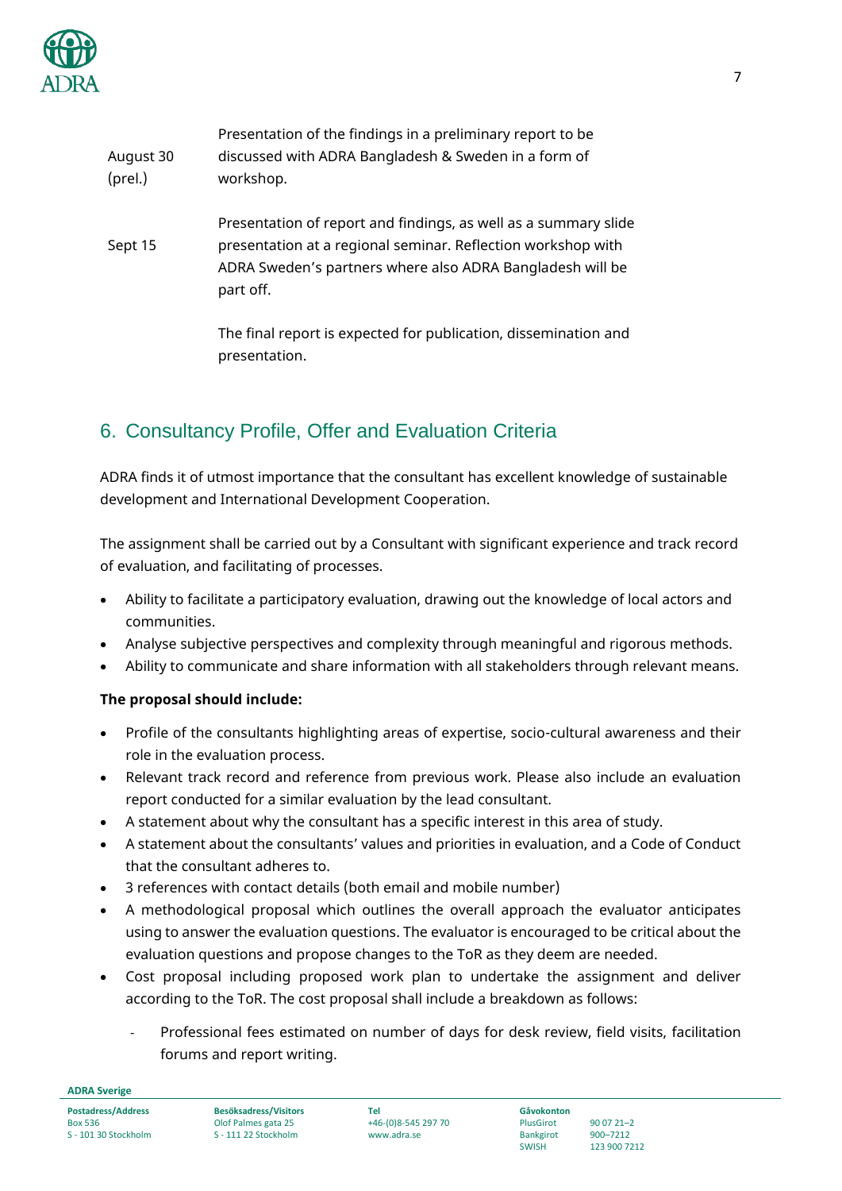| | |
|---|---|
| August 30 (prel.) | Presentation of the findings in a preliminary report to be discussed with ADRA Bangladesh & Sweden in a form of workshop. |
| Sept 15 | Presentation of report and findings, as well as a summary slide presentation at a regional seminar. Reflection workshop with ADRA Sweden's partners where also ADRA Bangladesh will be part off. |
| | The final report is expected for publication, dissemination and presentation. |

## 6. Consultancy Profile, Offer and Evaluation Criteria

ADRA finds it of utmost importance that the consultant has excellent knowledge of sustainable development and International Development Cooperation.

The assignment shall be carried out by a Consultant with significant experience and track record of evaluation, and facilitating of processes.

- Ability to facilitate a participatory evaluation, drawing out the knowledge of local actors and communities.
- Analyse subjective perspectives and complexity through meaningful and rigorous methods.
- Ability to communicate and share information with all stakeholders through relevant means.

**The proposal should include:**

- Profile of the consultants highlighting areas of expertise, socio-cultural awareness and their role in the evaluation process.
- Relevant track record and reference from previous work. Please also include an evaluation report conducted for a similar evaluation by the lead consultant.
- A statement about why the consultant has a specific interest in this area of study.
- A statement about the consultants' values and priorities in evaluation, and a Code of Conduct that the consultant adheres to.
- 3 references with contact details (both email and mobile number)
- A methodological proposal which outlines the overall approach the evaluator anticipates using to answer the evaluation questions. The evaluator is encouraged to be critical about the evaluation questions and propose changes to the ToR as they deem are needed.
- Cost proposal including proposed work plan to undertake the assignment and deliver according to the ToR. The cost proposal shall include a breakdown as follows:
    - Professional fees estimated on number of days for desk review, field visits, facilitation forums and report writing.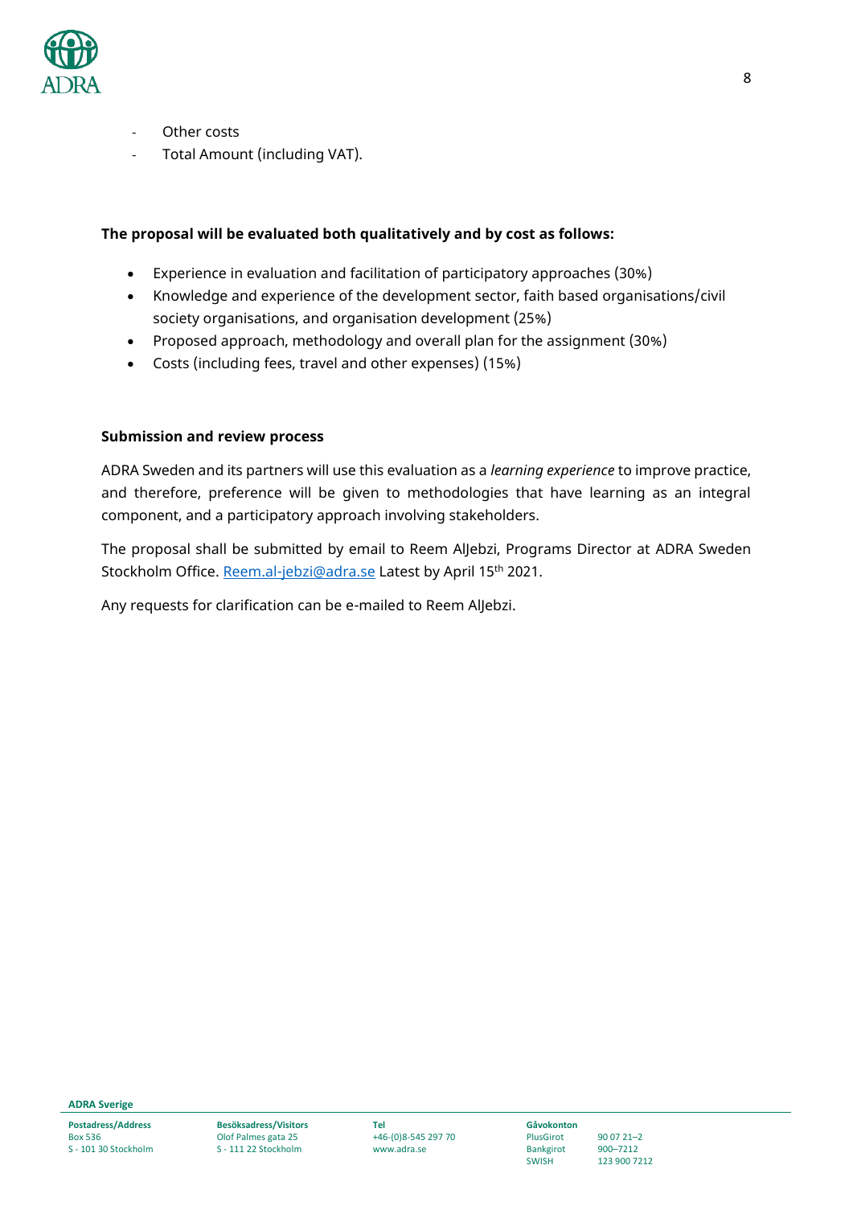- Other costs
- Total Amount (including VAT).

**The proposal will be evaluated both qualitatively and by cost as follows:**

- Experience in evaluation and facilitation of participatory approaches (30%)
- Knowledge and experience of the development sector, faith based organisations/civil society organisations, and organisation development (25%)
- Proposed approach, methodology and overall plan for the assignment (30%)
- Costs (including fees, travel and other expenses) (15%)

**Submission and review process**

ADRA Sweden and its partners will use this evaluation as a *learning experience* to improve practice, and therefore, preference will be given to methodologies that have learning as an integral component, and a participatory approach involving stakeholders.

The proposal shall be submitted by email to Reem AlJebzi, Programs Director at ADRA Sweden Stockholm Office. Reem.al-jebzi@adra.se Latest by April 15th 2021.

Any requests for clarification can be e-mailed to Reem AlJebzi.